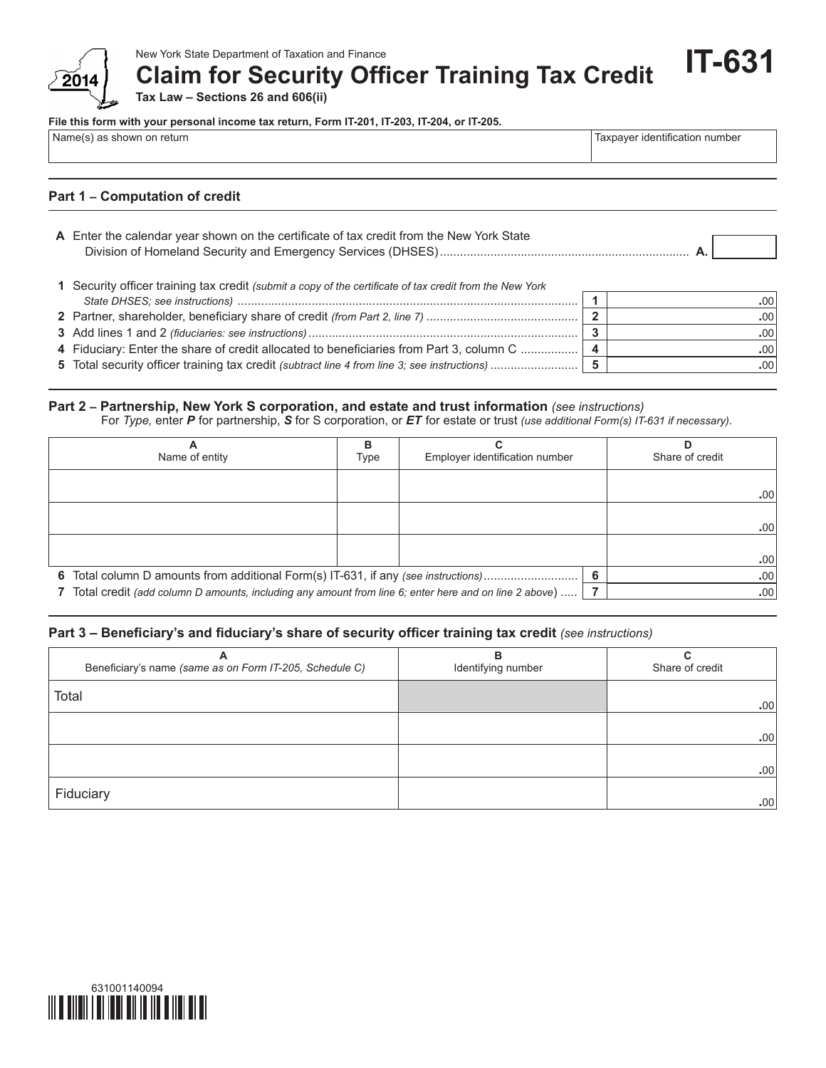New York State Department of Taxation and Finance

# Claim for Security Officer Training Tax Credit

**IT-631**

2014

**Tax Law – Sections 26 and 606(ii)**

**File this form with your personal income tax return, Form IT-201, IT-203, IT-204, or IT-205.**

| Name(s) as shown on return | Taxpayer identification number |
|---|---|
| | |

## Part 1 – Computation of credit

**A** Enter the calendar year shown on the certificate of tax credit from the New York State Division of Homeland Security and Emergency Services (DHSES) ........ **A.**

| | | |
|---|---|---|
| **1** Security officer training tax credit *(submit a copy of the certificate of tax credit from the New York State DHSES; see instructions)* .......... | **1** | .00 |
| **2** Partner, shareholder, beneficiary share of credit *(from Part 2, line 7)* .......... | **2** | .00 |
| **3** Add lines 1 and 2 *(fiduciaries: see instructions)* .......... | **3** | .00 |
| **4** Fiduciary: Enter the share of credit allocated to beneficiaries from Part 3, column C .......... | **4** | .00 |
| **5** Total security officer training tax credit *(subtract line 4 from line 3; see instructions)* .......... | **5** | .00 |

## Part 2 – Partnership, New York S corporation, and estate and trust information *(see instructions)*

For *Type,* enter ***P*** for partnership, ***S*** for S corporation, or ***ET*** for estate or trust *(use additional Form(s) IT-631 if necessary).*

| A<br>Name of entity | B<br>Type | C<br>Employer identification number | D<br>Share of credit |
|---|---|---|---|
| | | | .00 |
| | | | .00 |
| | | | .00 |
| **6** Total column D amounts from additional Form(s) IT-631, if any *(see instructions)* .......... | | **6** | .00 |
| **7** Total credit *(add column D amounts, including any amount from line 6; enter here and on line 2 above)* ..... | | **7** | .00 |

## Part 3 – Beneficiary's and fiduciary's share of security officer training tax credit *(see instructions)*

| A<br>Beneficiary's name *(same as on Form IT-205, Schedule C)* | B<br>Identifying number | C<br>Share of credit |
|---|---|---|
| Total | | .00 |
| | | .00 |
| | | .00 |
| Fiduciary | | .00 |

631001140094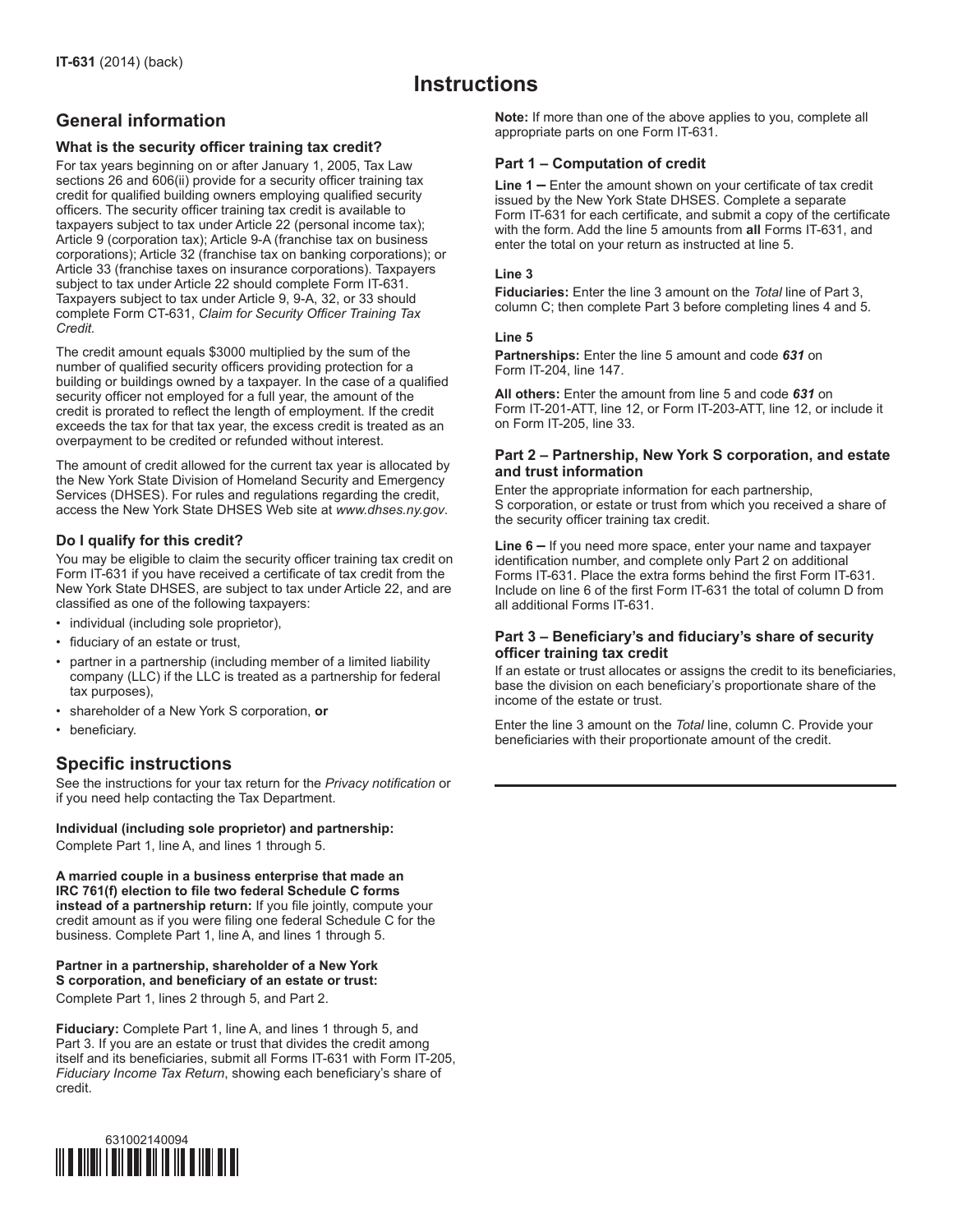# Instructions

## General information

### What is the security officer training tax credit?

For tax years beginning on or after January 1, 2005, Tax Law sections 26 and 606(ii) provide for a security officer training tax credit for qualified building owners employing qualified security officers. The security officer training tax credit is available to taxpayers subject to tax under Article 22 (personal income tax); Article 9 (corporation tax); Article 9-A (franchise tax on business corporations); Article 32 (franchise tax on banking corporations); or Article 33 (franchise taxes on insurance corporations). Taxpayers subject to tax under Article 22 should complete Form IT-631. Taxpayers subject to tax under Article 9, 9-A, 32, or 33 should complete Form CT-631, *Claim for Security Officer Training Tax Credit*.

The credit amount equals $3000 multiplied by the sum of the number of qualified security officers providing protection for a building or buildings owned by a taxpayer. In the case of a qualified security officer not employed for a full year, the amount of the credit is prorated to reflect the length of employment. If the credit exceeds the tax for that tax year, the excess credit is treated as an overpayment to be credited or refunded without interest.

The amount of credit allowed for the current tax year is allocated by the New York State Division of Homeland Security and Emergency Services (DHSES). For rules and regulations regarding the credit, access the New York State DHSES Web site at *www.dhses.ny.gov*.

### Do I qualify for this credit?

You may be eligible to claim the security officer training tax credit on Form IT-631 if you have received a certificate of tax credit from the New York State DHSES, are subject to tax under Article 22, and are classified as one of the following taxpayers:

- individual (including sole proprietor),
- fiduciary of an estate or trust,
- partner in a partnership (including member of a limited liability company (LLC) if the LLC is treated as a partnership for federal tax purposes),
- shareholder of a New York S corporation, **or**
- beneficiary.

## Specific instructions

See the instructions for your tax return for the *Privacy notification* or if you need help contacting the Tax Department.

**Individual (including sole proprietor) and partnership:** Complete Part 1, line A, and lines 1 through 5.

**A married couple in a business enterprise that made an IRC 761(f) election to file two federal Schedule C forms instead of a partnership return:** If you file jointly, compute your credit amount as if you were filing one federal Schedule C for the business. Complete Part 1, line A, and lines 1 through 5.

**Partner in a partnership, shareholder of a New York S corporation, and beneficiary of an estate or trust:** Complete Part 1, lines 2 through 5, and Part 2.

**Fiduciary:** Complete Part 1, line A, and lines 1 through 5, and Part 3. If you are an estate or trust that divides the credit among itself and its beneficiaries, submit all Forms IT-631 with Form IT-205, *Fiduciary Income Tax Return*, showing each beneficiary's share of credit.

**Note:** If more than one of the above applies to you, complete all appropriate parts on one Form IT-631.

### Part 1 – Computation of credit

**Line 1 –** Enter the amount shown on your certificate of tax credit issued by the New York State DHSES. Complete a separate Form IT-631 for each certificate, and submit a copy of the certificate with the form. Add the line 5 amounts from **all** Forms IT-631, and enter the total on your return as instructed at line 5.

**Line 3**

**Fiduciaries:** Enter the line 3 amount on the *Total* line of Part 3, column C; then complete Part 3 before completing lines 4 and 5.

**Line 5**

**Partnerships:** Enter the line 5 amount and code ***631*** on Form IT-204, line 147.

**All others:** Enter the amount from line 5 and code ***631*** on Form IT-201-ATT, line 12, or Form IT-203-ATT, line 12, or include it on Form IT-205, line 33.

### Part 2 – Partnership, New York S corporation, and estate and trust information

Enter the appropriate information for each partnership, S corporation, or estate or trust from which you received a share of the security officer training tax credit.

**Line 6 –** If you need more space, enter your name and taxpayer identification number, and complete only Part 2 on additional Forms IT-631. Place the extra forms behind the first Form IT-631. Include on line 6 of the first Form IT-631 the total of column D from all additional Forms IT-631.

### Part 3 – Beneficiary's and fiduciary's share of security officer training tax credit

If an estate or trust allocates or assigns the credit to its beneficiaries, base the division on each beneficiary's proportionate share of the income of the estate or trust.

Enter the line 3 amount on the *Total* line, column C. Provide your beneficiaries with their proportionate amount of the credit.

631002140094